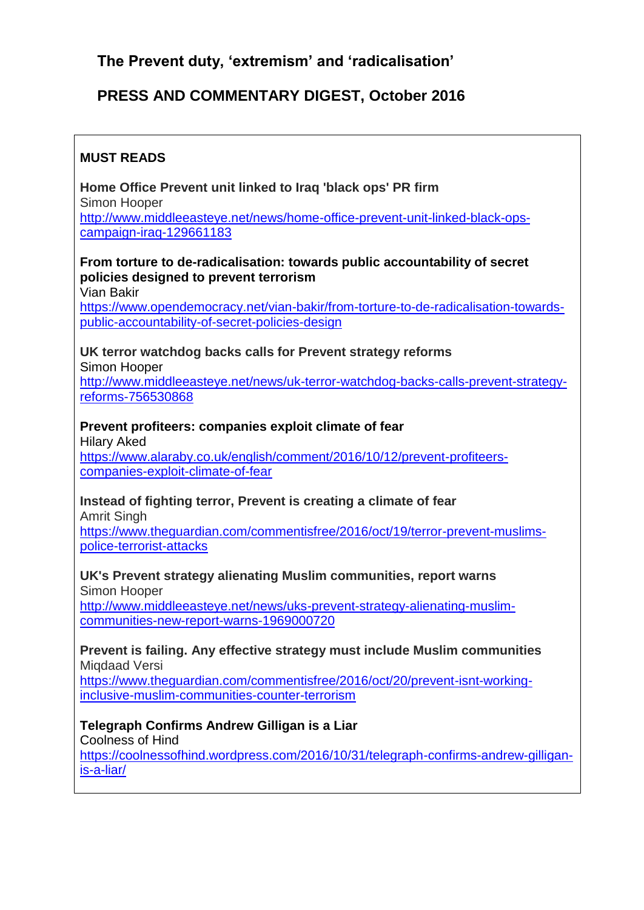# The Prevent duty, 'extremism' and 'radicalisation'

## PRESS AND COMMENTARY DIGEST, October 2016

### MUST READS

**Home Office Prevent unit linked to Iraq 'black ops' PR firm**
Simon Hooper
http://www.middleeasteye.net/news/home-office-prevent-unit-linked-black-ops-campaign-iraq-129661183

**From torture to de-radicalisation: towards public accountability of secret policies designed to prevent terrorism**
Vian Bakir
https://www.opendemocracy.net/vian-bakir/from-torture-to-de-radicalisation-towards-public-accountability-of-secret-policies-design

**UK terror watchdog backs calls for Prevent strategy reforms**
Simon Hooper
http://www.middleeasteye.net/news/uk-terror-watchdog-backs-calls-prevent-strategy-reforms-756530868

**Prevent profiteers: companies exploit climate of fear**
Hilary Aked
https://www.alaraby.co.uk/english/comment/2016/10/12/prevent-profiteers-companies-exploit-climate-of-fear

**Instead of fighting terror, Prevent is creating a climate of fear**
Amrit Singh
https://www.theguardian.com/commentisfree/2016/oct/19/terror-prevent-muslims-police-terrorist-attacks

**UK's Prevent strategy alienating Muslim communities, report warns**
Simon Hooper
http://www.middleeasteye.net/news/uks-prevent-strategy-alienating-muslim-communities-new-report-warns-1969000720

**Prevent is failing. Any effective strategy must include Muslim communities**
Miqdaad Versi
https://www.theguardian.com/commentisfree/2016/oct/20/prevent-isnt-working-inclusive-muslim-communities-counter-terrorism

**Telegraph Confirms Andrew Gilligan is a Liar**
Coolness of Hind
https://coolnessofhind.wordpress.com/2016/10/31/telegraph-confirms-andrew-gilligan-is-a-liar/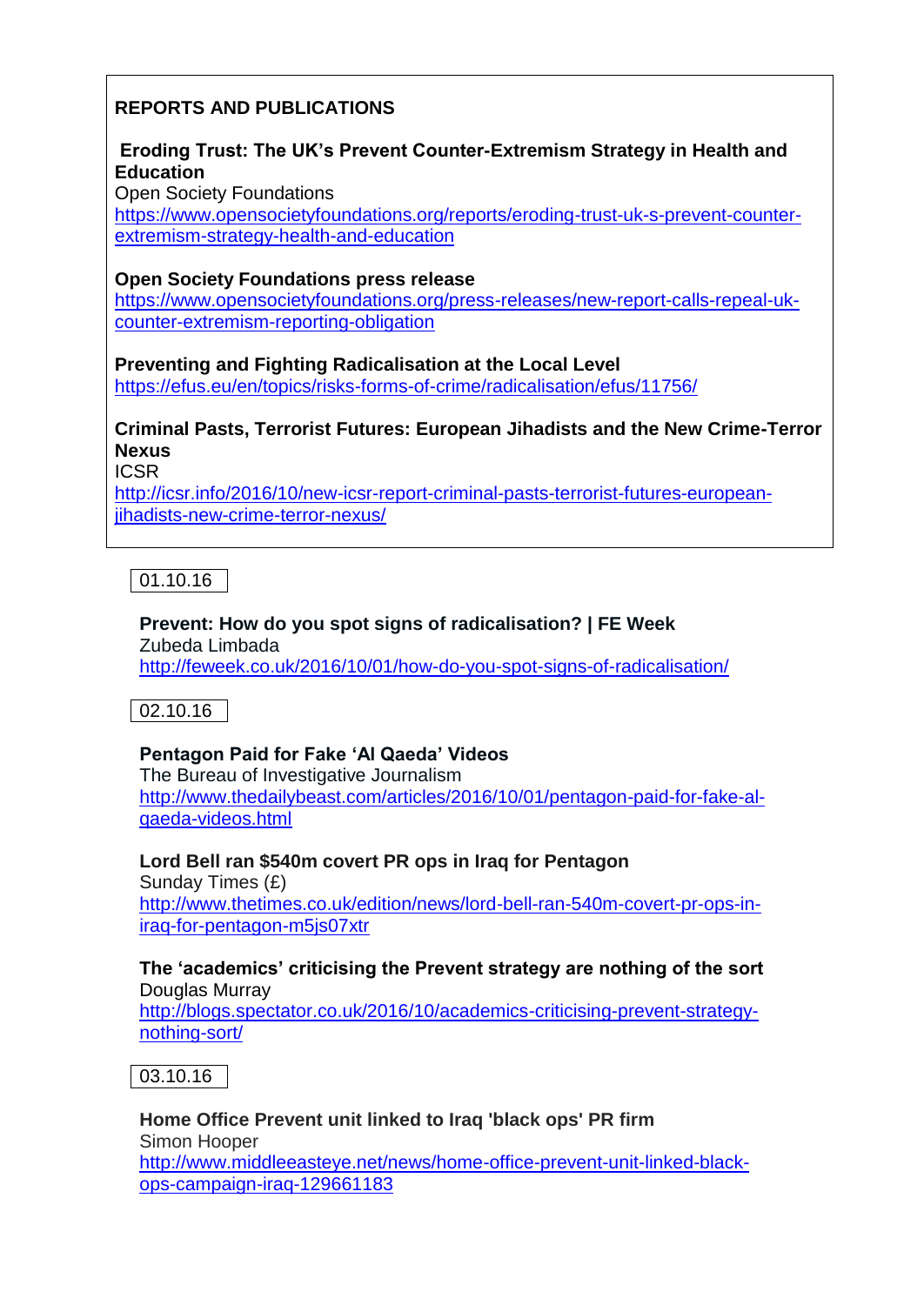## REPORTS AND PUBLICATIONS

**Eroding Trust: The UK's Prevent Counter-Extremism Strategy in Health and Education**
Open Society Foundations
https://www.opensocietyfoundations.org/reports/eroding-trust-uk-s-prevent-counter-extremism-strategy-health-and-education

**Open Society Foundations press release**
https://www.opensocietyfoundations.org/press-releases/new-report-calls-repeal-uk-counter-extremism-reporting-obligation

**Preventing and Fighting Radicalisation at the Local Level**
https://efus.eu/en/topics/risks-forms-of-crime/radicalisation/efus/11756/

**Criminal Pasts, Terrorist Futures: European Jihadists and the New Crime-Terror Nexus**
ICSR
http://icsr.info/2016/10/new-icsr-report-criminal-pasts-terrorist-futures-european-jihadists-new-crime-terror-nexus/

01.10.16

**Prevent: How do you spot signs of radicalisation? | FE Week**
Zubeda Limbada
http://feweek.co.uk/2016/10/01/how-do-you-spot-signs-of-radicalisation/

02.10.16

**Pentagon Paid for Fake 'Al Qaeda' Videos**
The Bureau of Investigative Journalism
http://www.thedailybeast.com/articles/2016/10/01/pentagon-paid-for-fake-al-qaeda-videos.html

**Lord Bell ran $540m covert PR ops in Iraq for Pentagon**
Sunday Times (£)
http://www.thetimes.co.uk/edition/news/lord-bell-ran-540m-covert-pr-ops-in-iraq-for-pentagon-m5js07xtr

**The 'academics' criticising the Prevent strategy are nothing of the sort**
Douglas Murray
http://blogs.spectator.co.uk/2016/10/academics-criticising-prevent-strategy-nothing-sort/

03.10.16

**Home Office Prevent unit linked to Iraq 'black ops' PR firm**
Simon Hooper
http://www.middleeasteye.net/news/home-office-prevent-unit-linked-black-ops-campaign-iraq-129661183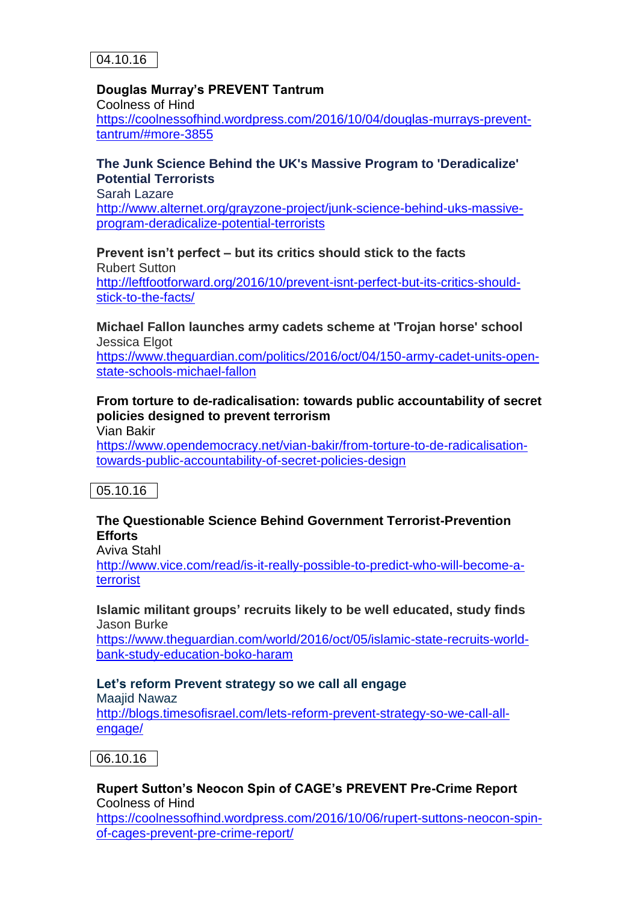04.10.16

**Douglas Murray's PREVENT Tantrum**
Coolness of Hind
https://coolnessofhind.wordpress.com/2016/10/04/douglas-murrays-prevent-tantrum/#more-3855

**The Junk Science Behind the UK's Massive Program to 'Deradicalize' Potential Terrorists**
Sarah Lazare
http://www.alternet.org/grayzone-project/junk-science-behind-uks-massive-program-deradicalize-potential-terrorists

**Prevent isn't perfect – but its critics should stick to the facts**
Rubert Sutton
http://leftfootforward.org/2016/10/prevent-isnt-perfect-but-its-critics-should-stick-to-the-facts/

**Michael Fallon launches army cadets scheme at 'Trojan horse' school**
Jessica Elgot
https://www.theguardian.com/politics/2016/oct/04/150-army-cadet-units-open-state-schools-michael-fallon

**From torture to de-radicalisation: towards public accountability of secret policies designed to prevent terrorism**
Vian Bakir
https://www.opendemocracy.net/vian-bakir/from-torture-to-de-radicalisation-towards-public-accountability-of-secret-policies-design

05.10.16

**The Questionable Science Behind Government Terrorist-Prevention Efforts**
Aviva Stahl
http://www.vice.com/read/is-it-really-possible-to-predict-who-will-become-a-terrorist

**Islamic militant groups' recruits likely to be well educated, study finds**
Jason Burke
https://www.theguardian.com/world/2016/oct/05/islamic-state-recruits-world-bank-study-education-boko-haram

**Let's reform Prevent strategy so we call all engage**
Maajid Nawaz
http://blogs.timesofisrael.com/lets-reform-prevent-strategy-so-we-call-all-engage/

06.10.16

**Rupert Sutton's Neocon Spin of CAGE's PREVENT Pre-Crime Report**
Coolness of Hind
https://coolnessofhind.wordpress.com/2016/10/06/rupert-suttons-neocon-spin-of-cages-prevent-pre-crime-report/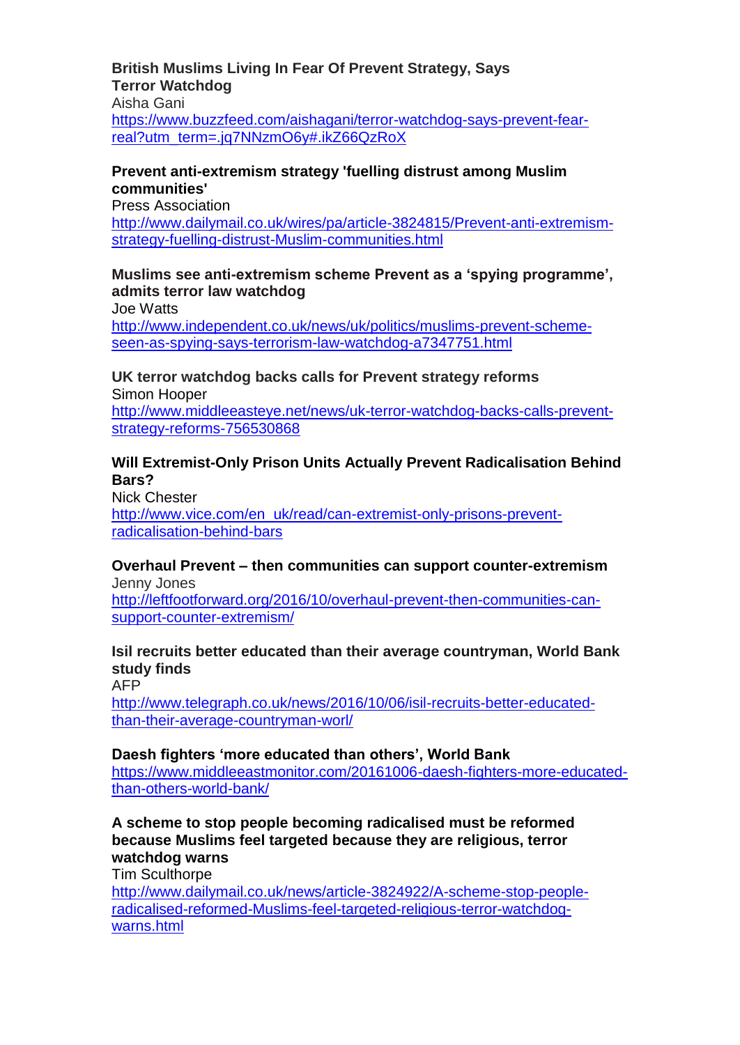**British Muslims Living In Fear Of Prevent Strategy, Says Terror Watchdog**
Aisha Gani
https://www.buzzfeed.com/aishagani/terror-watchdog-says-prevent-fear-real?utm_term=.jq7NNzmO6y#.ikZ66QzRoX

**Prevent anti-extremism strategy 'fuelling distrust among Muslim communities'**
Press Association
http://www.dailymail.co.uk/wires/pa/article-3824815/Prevent-anti-extremism-strategy-fuelling-distrust-Muslim-communities.html

**Muslims see anti-extremism scheme Prevent as a 'spying programme', admits terror law watchdog**
Joe Watts
http://www.independent.co.uk/news/uk/politics/muslims-prevent-scheme-seen-as-spying-says-terrorism-law-watchdog-a7347751.html

**UK terror watchdog backs calls for Prevent strategy reforms**
Simon Hooper
http://www.middleeasteye.net/news/uk-terror-watchdog-backs-calls-prevent-strategy-reforms-756530868

**Will Extremist-Only Prison Units Actually Prevent Radicalisation Behind Bars?**
Nick Chester
http://www.vice.com/en_uk/read/can-extremist-only-prisons-prevent-radicalisation-behind-bars

**Overhaul Prevent – then communities can support counter-extremism**
Jenny Jones
http://leftfootforward.org/2016/10/overhaul-prevent-then-communities-can-support-counter-extremism/

**Isil recruits better educated than their average countryman, World Bank study finds**
AFP
http://www.telegraph.co.uk/news/2016/10/06/isil-recruits-better-educated-than-their-average-countryman-worl/

**Daesh fighters 'more educated than others', World Bank**
https://www.middleeastmonitor.com/20161006-daesh-fighters-more-educated-than-others-world-bank/

**A scheme to stop people becoming radicalised must be reformed because Muslims feel targeted because they are religious, terror watchdog warns**
Tim Sculthorpe
http://www.dailymail.co.uk/news/article-3824922/A-scheme-stop-people-radicalised-reformed-Muslims-feel-targeted-religious-terror-watchdog-warns.html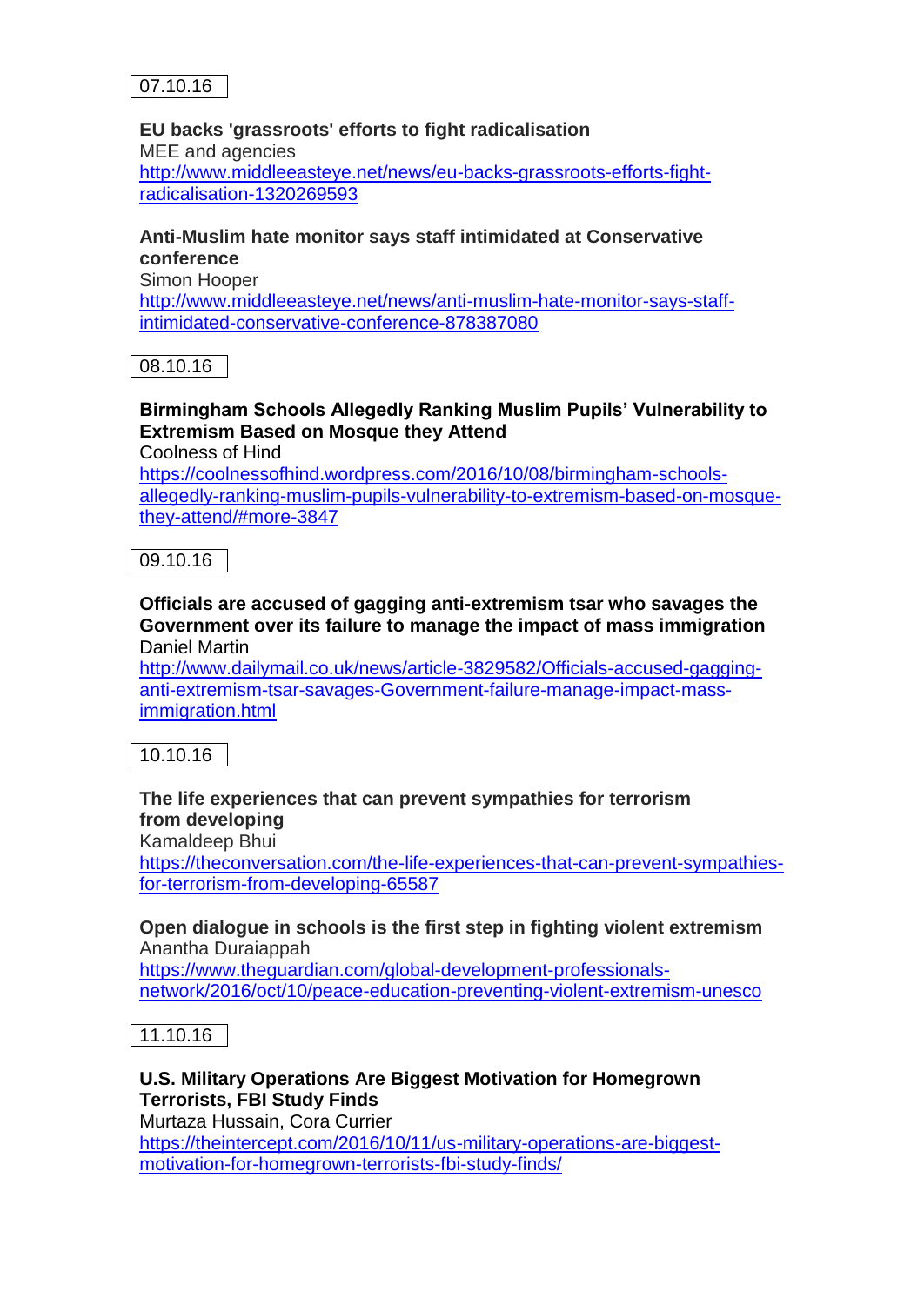07.10.16

**EU backs 'grassroots' efforts to fight radicalisation**
MEE and agencies
http://www.middleeasteye.net/news/eu-backs-grassroots-efforts-fight-radicalisation-1320269593

**Anti-Muslim hate monitor says staff intimidated at Conservative conference**
Simon Hooper
http://www.middleeasteye.net/news/anti-muslim-hate-monitor-says-staff-intimidated-conservative-conference-878387080

08.10.16

**Birmingham Schools Allegedly Ranking Muslim Pupils' Vulnerability to Extremism Based on Mosque they Attend**
Coolness of Hind
https://coolnessofhind.wordpress.com/2016/10/08/birmingham-schools-allegedly-ranking-muslim-pupils-vulnerability-to-extremism-based-on-mosque-they-attend/#more-3847

09.10.16

**Officials are accused of gagging anti-extremism tsar who savages the Government over its failure to manage the impact of mass immigration**
Daniel Martin
http://www.dailymail.co.uk/news/article-3829582/Officials-accused-gagging-anti-extremism-tsar-savages-Government-failure-manage-impact-mass-immigration.html

10.10.16

**The life experiences that can prevent sympathies for terrorism from developing**
Kamaldeep Bhui
https://theconversation.com/the-life-experiences-that-can-prevent-sympathies-for-terrorism-from-developing-65587

**Open dialogue in schools is the first step in fighting violent extremism**
Anantha Duraiappah
https://www.theguardian.com/global-development-professionals-network/2016/oct/10/peace-education-preventing-violent-extremism-unesco

11.10.16

**U.S. Military Operations Are Biggest Motivation for Homegrown Terrorists, FBI Study Finds**
Murtaza Hussain, Cora Currier
https://theintercept.com/2016/10/11/us-military-operations-are-biggest-motivation-for-homegrown-terrorists-fbi-study-finds/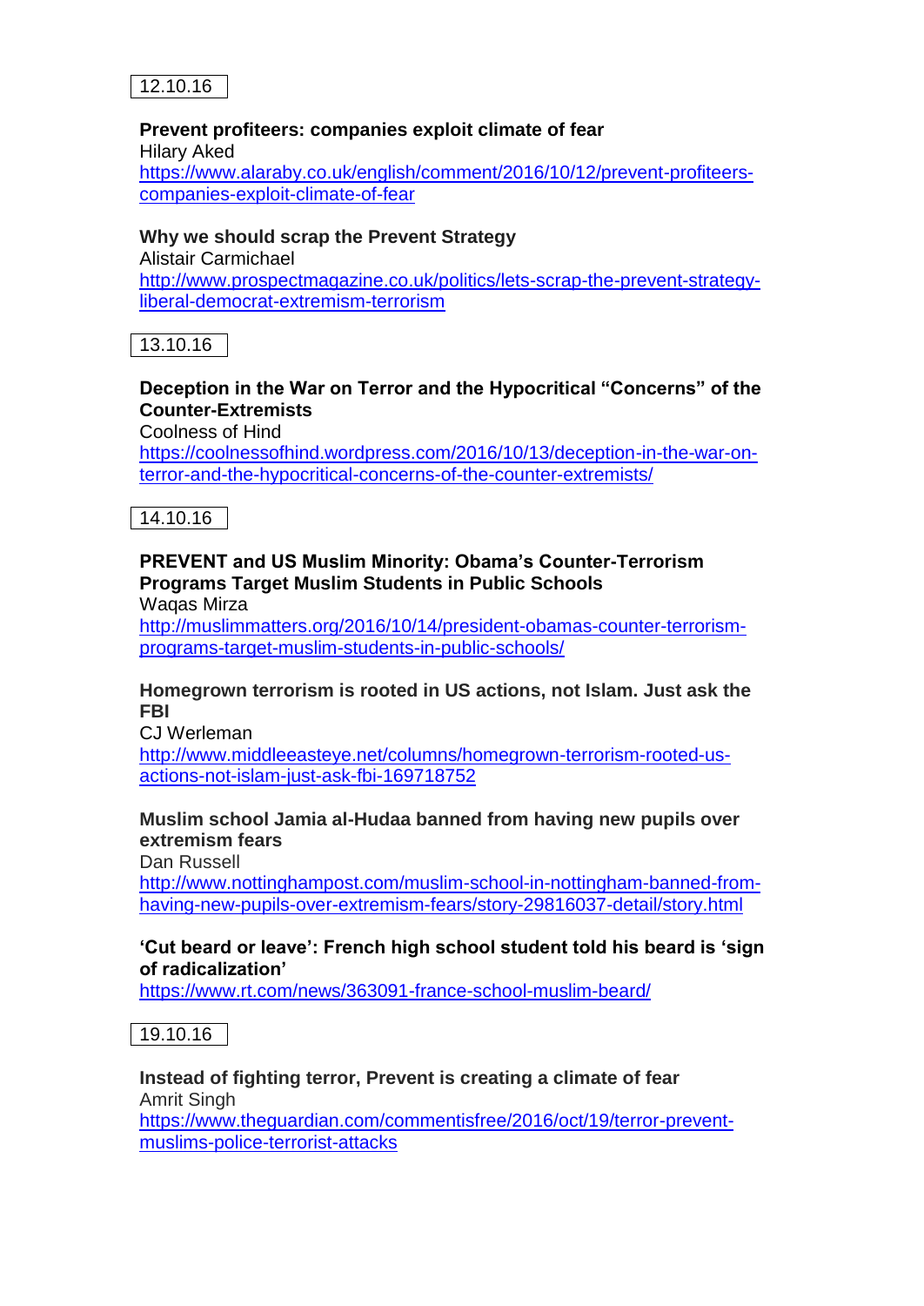12.10.16

**Prevent profiteers: companies exploit climate of fear**
Hilary Aked
https://www.alaraby.co.uk/english/comment/2016/10/12/prevent-profiteers-companies-exploit-climate-of-fear

**Why we should scrap the Prevent Strategy**
Alistair Carmichael
http://www.prospectmagazine.co.uk/politics/lets-scrap-the-prevent-strategy-liberal-democrat-extremism-terrorism

13.10.16

**Deception in the War on Terror and the Hypocritical "Concerns" of the Counter-Extremists**
Coolness of Hind
https://coolnessofhind.wordpress.com/2016/10/13/deception-in-the-war-on-terror-and-the-hypocritical-concerns-of-the-counter-extremists/

14.10.16

**PREVENT and US Muslim Minority: Obama's Counter-Terrorism Programs Target Muslim Students in Public Schools**
Waqas Mirza
http://muslimmatters.org/2016/10/14/president-obamas-counter-terrorism-programs-target-muslim-students-in-public-schools/

**Homegrown terrorism is rooted in US actions, not Islam. Just ask the FBI**
CJ Werleman
http://www.middleeasteye.net/columns/homegrown-terrorism-rooted-us-actions-not-islam-just-ask-fbi-169718752

**Muslim school Jamia al-Hudaa banned from having new pupils over extremism fears**
Dan Russell
http://www.nottinghampost.com/muslim-school-in-nottingham-banned-from-having-new-pupils-over-extremism-fears/story-29816037-detail/story.html

**'Cut beard or leave': French high school student told his beard is 'sign of radicalization'**
https://www.rt.com/news/363091-france-school-muslim-beard/

19.10.16

**Instead of fighting terror, Prevent is creating a climate of fear**
Amrit Singh
https://www.theguardian.com/commentisfree/2016/oct/19/terror-prevent-muslims-police-terrorist-attacks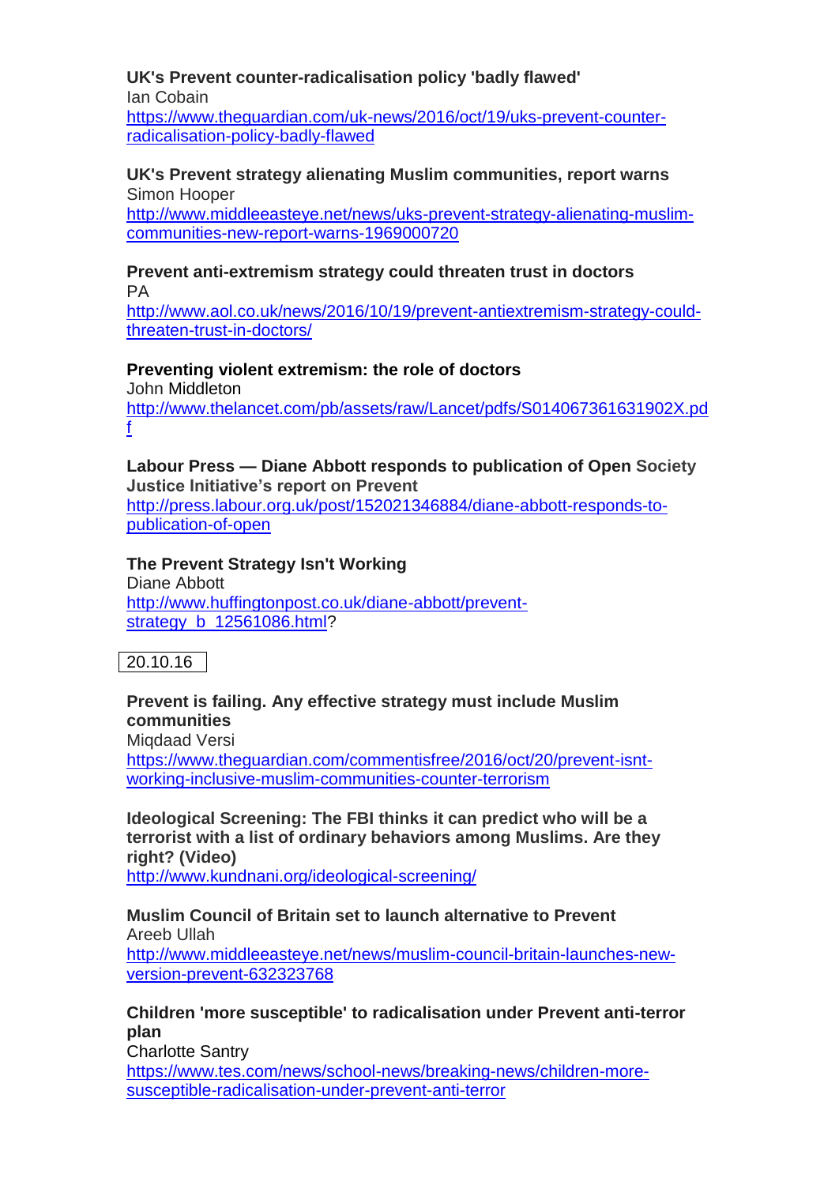**UK's Prevent counter-radicalisation policy 'badly flawed'**
Ian Cobain
https://www.theguardian.com/uk-news/2016/oct/19/uks-prevent-counter-radicalisation-policy-badly-flawed

**UK's Prevent strategy alienating Muslim communities, report warns**
Simon Hooper
http://www.middleeasteye.net/news/uks-prevent-strategy-alienating-muslim-communities-new-report-warns-1969000720

**Prevent anti-extremism strategy could threaten trust in doctors**
PA
http://www.aol.co.uk/news/2016/10/19/prevent-antiextremism-strategy-could-threaten-trust-in-doctors/

**Preventing violent extremism: the role of doctors**
John Middleton
http://www.thelancet.com/pb/assets/raw/Lancet/pdfs/S014067361631902X.pdf

**Labour Press — Diane Abbott responds to publication of Open Society Justice Initiative's report on Prevent**
http://press.labour.org.uk/post/152021346884/diane-abbott-responds-to-publication-of-open

**The Prevent Strategy Isn't Working**
Diane Abbott
http://www.huffingtonpost.co.uk/diane-abbott/prevent-strategy_b_12561086.html?

20.10.16

**Prevent is failing. Any effective strategy must include Muslim communities**
Miqdaad Versi
https://www.theguardian.com/commentisfree/2016/oct/20/prevent-isnt-working-inclusive-muslim-communities-counter-terrorism

**Ideological Screening: The FBI thinks it can predict who will be a terrorist with a list of ordinary behaviors among Muslims. Are they right? (Video)**
http://www.kundnani.org/ideological-screening/

**Muslim Council of Britain set to launch alternative to Prevent**
Areeb Ullah
http://www.middleeasteye.net/news/muslim-council-britain-launches-new-version-prevent-632323768

**Children 'more susceptible' to radicalisation under Prevent anti-terror plan**
Charlotte Santry
https://www.tes.com/news/school-news/breaking-news/children-more-susceptible-radicalisation-under-prevent-anti-terror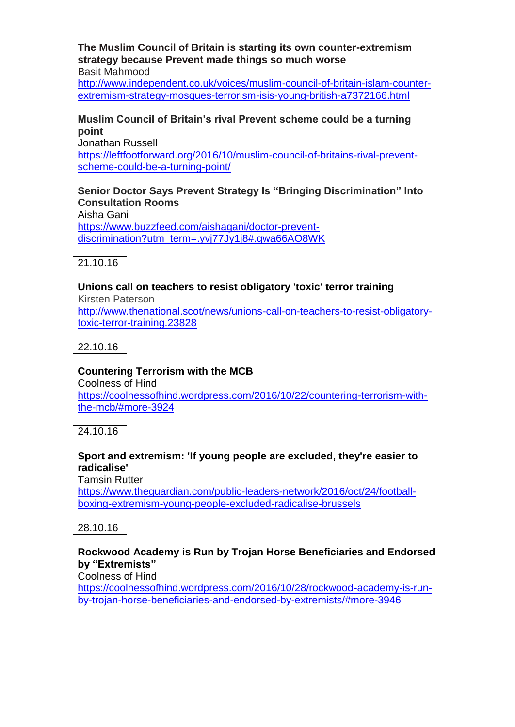**The Muslim Council of Britain is starting its own counter-extremism strategy because Prevent made things so much worse**
Basit Mahmood
http://www.independent.co.uk/voices/muslim-council-of-britain-islam-counter-extremism-strategy-mosques-terrorism-isis-young-british-a7372166.html

**Muslim Council of Britain's rival Prevent scheme could be a turning point**
Jonathan Russell
https://leftfootforward.org/2016/10/muslim-council-of-britains-rival-prevent-scheme-could-be-a-turning-point/

**Senior Doctor Says Prevent Strategy Is "Bringing Discrimination" Into Consultation Rooms**
Aisha Gani
https://www.buzzfeed.com/aishagani/doctor-prevent-discrimination?utm_term=.yvj77Jy1j8#.qwa66AO8WK

21.10.16

**Unions call on teachers to resist obligatory 'toxic' terror training**
Kirsten Paterson
http://www.thenational.scot/news/unions-call-on-teachers-to-resist-obligatory-toxic-terror-training.23828

22.10.16

**Countering Terrorism with the MCB**
Coolness of Hind
https://coolnessofhind.wordpress.com/2016/10/22/countering-terrorism-with-the-mcb/#more-3924

24.10.16

**Sport and extremism: 'If young people are excluded, they're easier to radicalise'**
Tamsin Rutter
https://www.theguardian.com/public-leaders-network/2016/oct/24/football-boxing-extremism-young-people-excluded-radicalise-brussels

28.10.16

**Rockwood Academy is Run by Trojan Horse Beneficiaries and Endorsed by "Extremists"**
Coolness of Hind
https://coolnessofhind.wordpress.com/2016/10/28/rockwood-academy-is-run-by-trojan-horse-beneficiaries-and-endorsed-by-extremists/#more-3946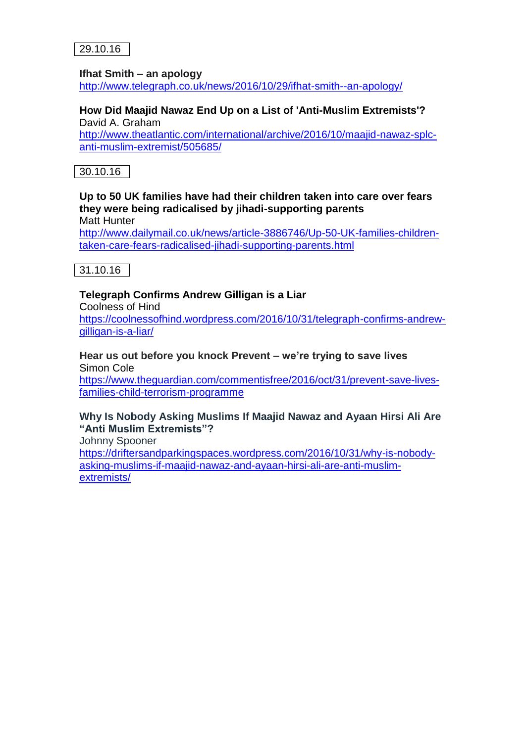29.10.16

**Ifhat Smith – an apology**
http://www.telegraph.co.uk/news/2016/10/29/ifhat-smith--an-apology/

**How Did Maajid Nawaz End Up on a List of 'Anti-Muslim Extremists'?**
David A. Graham
http://www.theatlantic.com/international/archive/2016/10/maajid-nawaz-splc-anti-muslim-extremist/505685/

30.10.16

**Up to 50 UK families have had their children taken into care over fears they were being radicalised by jihadi-supporting parents**
Matt Hunter
http://www.dailymail.co.uk/news/article-3886746/Up-50-UK-families-children-taken-care-fears-radicalised-jihadi-supporting-parents.html

31.10.16

**Telegraph Confirms Andrew Gilligan is a Liar**
Coolness of Hind
https://coolnessofhind.wordpress.com/2016/10/31/telegraph-confirms-andrew-gilligan-is-a-liar/

**Hear us out before you knock Prevent – we're trying to save lives**
Simon Cole
https://www.theguardian.com/commentisfree/2016/oct/31/prevent-save-lives-families-child-terrorism-programme

**Why Is Nobody Asking Muslims If Maajid Nawaz and Ayaan Hirsi Ali Are "Anti Muslim Extremists"?**
Johnny Spooner
https://driftersandparkingspaces.wordpress.com/2016/10/31/why-is-nobody-asking-muslims-if-maajid-nawaz-and-ayaan-hirsi-ali-are-anti-muslim-extremists/